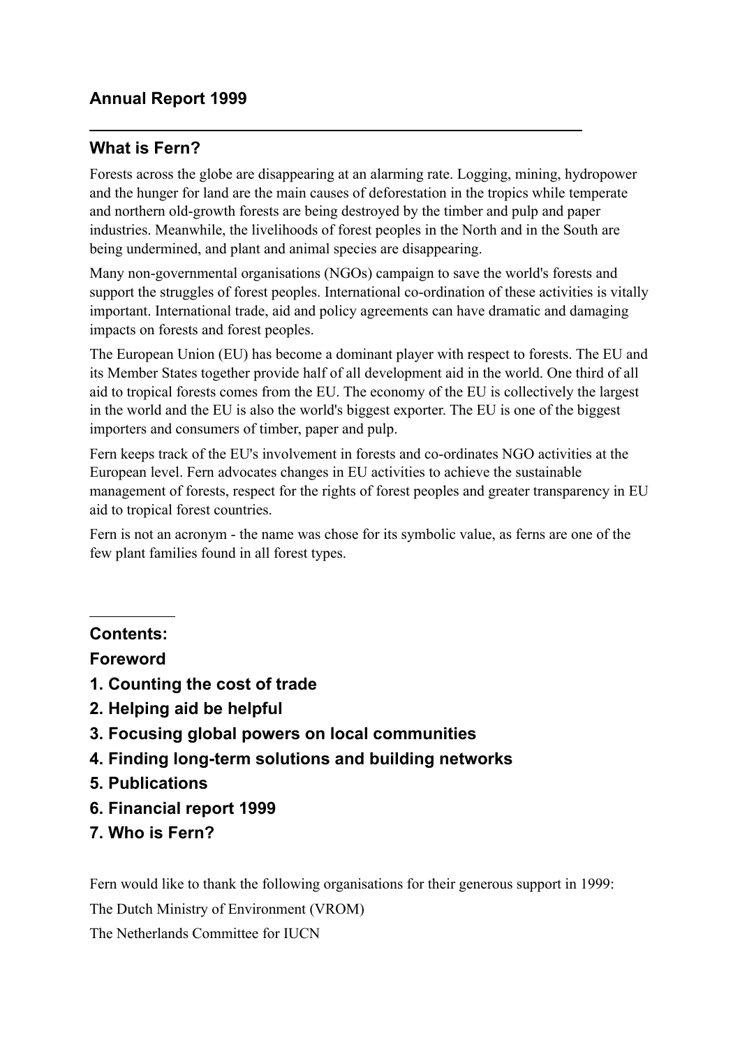## Annual Report 1999

---

### What is Fern?

Forests across the globe are disappearing at an alarming rate. Logging, mining, hydropower and the hunger for land are the main causes of deforestation in the tropics while temperate and northern old-growth forests are being destroyed by the timber and pulp and paper industries. Meanwhile, the livelihoods of forest peoples in the North and in the South are being undermined, and plant and animal species are disappearing.

Many non-governmental organisations (NGOs) campaign to save the world's forests and support the struggles of forest peoples. International co-ordination of these activities is vitally important. International trade, aid and policy agreements can have dramatic and damaging impacts on forests and forest peoples.

The European Union (EU) has become a dominant player with respect to forests. The EU and its Member States together provide half of all development aid in the world. One third of all aid to tropical forests comes from the EU. The economy of the EU is collectively the largest in the world and the EU is also the world's biggest exporter. The EU is one of the biggest importers and consumers of timber, paper and pulp.

Fern keeps track of the EU's involvement in forests and co-ordinates NGO activities at the European level. Fern advocates changes in EU activities to achieve the sustainable management of forests, respect for the rights of forest peoples and greater transparency in EU aid to tropical forest countries.

Fern is not an acronym - the name was chose for its symbolic value, as ferns are one of the few plant families found in all forest types.

---

**Contents:**

**Foreword**

**1. Counting the cost of trade**

**2. Helping aid be helpful**

**3. Focusing global powers on local communities**

**4. Finding long-term solutions and building networks**

**5. Publications**

**6. Financial report 1999**

**7. Who is Fern?**

Fern would like to thank the following organisations for their generous support in 1999:

The Dutch Ministry of Environment (VROM)

The Netherlands Committee for IUCN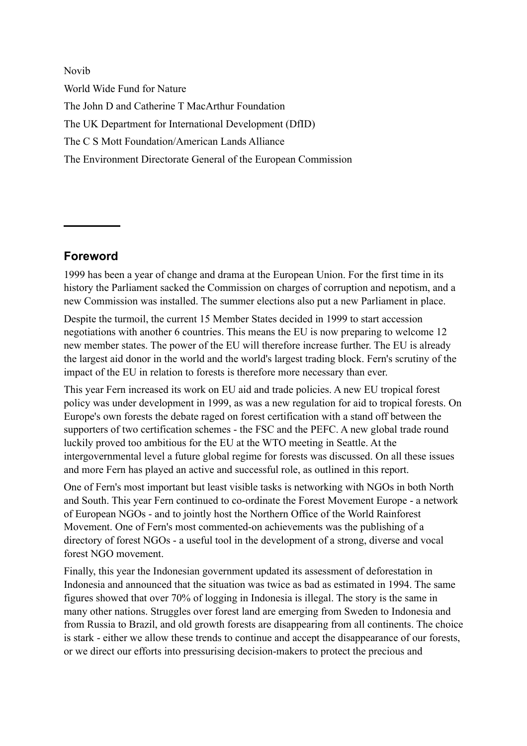Novib

World Wide Fund for Nature

The John D and Catherine T MacArthur Foundation

The UK Department for International Development (DfID)

The C S Mott Foundation/American Lands Alliance

The Environment Directorate General of the European Commission

## Foreword

1999 has been a year of change and drama at the European Union. For the first time in its history the Parliament sacked the Commission on charges of corruption and nepotism, and a new Commission was installed. The summer elections also put a new Parliament in place.

Despite the turmoil, the current 15 Member States decided in 1999 to start accession negotiations with another 6 countries. This means the EU is now preparing to welcome 12 new member states. The power of the EU will therefore increase further. The EU is already the largest aid donor in the world and the world's largest trading block. Fern's scrutiny of the impact of the EU in relation to forests is therefore more necessary than ever.

This year Fern increased its work on EU aid and trade policies. A new EU tropical forest policy was under development in 1999, as was a new regulation for aid to tropical forests. On Europe's own forests the debate raged on forest certification with a stand off between the supporters of two certification schemes - the FSC and the PEFC. A new global trade round luckily proved too ambitious for the EU at the WTO meeting in Seattle. At the intergovernmental level a future global regime for forests was discussed. On all these issues and more Fern has played an active and successful role, as outlined in this report.

One of Fern's most important but least visible tasks is networking with NGOs in both North and South. This year Fern continued to co-ordinate the Forest Movement Europe - a network of European NGOs - and to jointly host the Northern Office of the World Rainforest Movement. One of Fern's most commented-on achievements was the publishing of a directory of forest NGOs - a useful tool in the development of a strong, diverse and vocal forest NGO movement.

Finally, this year the Indonesian government updated its assessment of deforestation in Indonesia and announced that the situation was twice as bad as estimated in 1994. The same figures showed that over 70% of logging in Indonesia is illegal. The story is the same in many other nations. Struggles over forest land are emerging from Sweden to Indonesia and from Russia to Brazil, and old growth forests are disappearing from all continents. The choice is stark - either we allow these trends to continue and accept the disappearance of our forests, or we direct our efforts into pressurising decision-makers to protect the precious and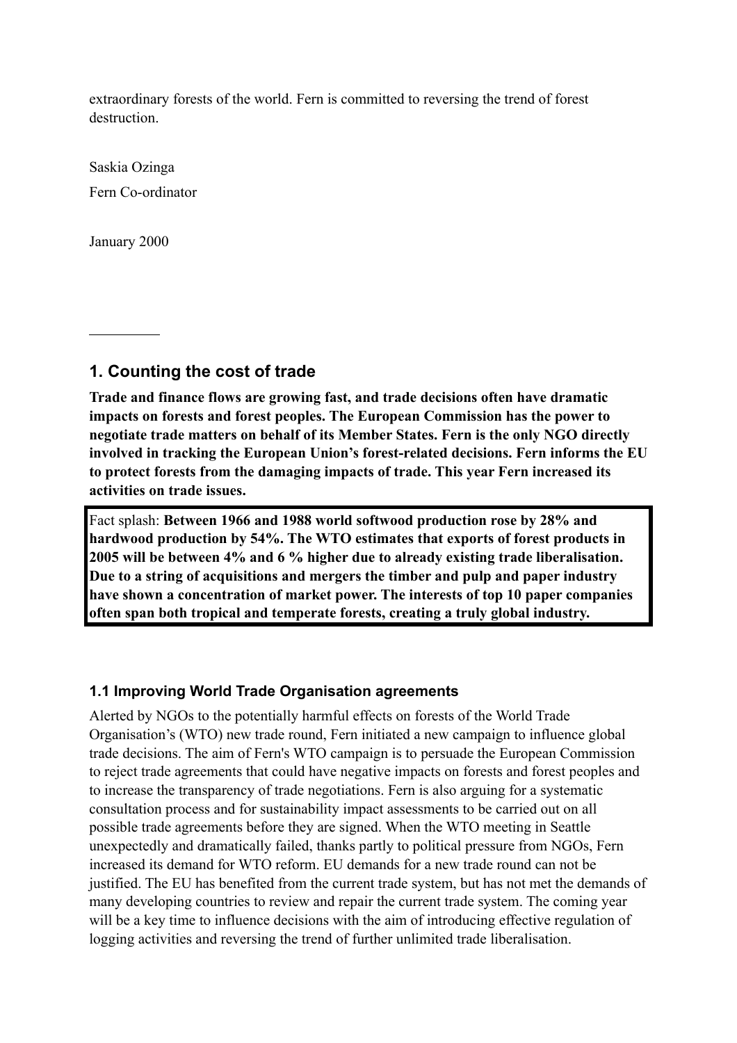extraordinary forests of the world. Fern is committed to reversing the trend of forest destruction.

Saskia Ozinga

Fern Co-ordinator

January 2000

---

## 1. Counting the cost of trade

**Trade and finance flows are growing fast, and trade decisions often have dramatic impacts on forests and forest peoples. The European Commission has the power to negotiate trade matters on behalf of its Member States. Fern is the only NGO directly involved in tracking the European Union's forest-related decisions. Fern informs the EU to protect forests from the damaging impacts of trade. This year Fern increased its activities on trade issues.**

Fact splash: **Between 1966 and 1988 world softwood production rose by 28% and hardwood production by 54%. The WTO estimates that exports of forest products in 2005 will be between 4% and 6 % higher due to already existing trade liberalisation. Due to a string of acquisitions and mergers the timber and pulp and paper industry have shown a concentration of market power. The interests of top 10 paper companies often span both tropical and temperate forests, creating a truly global industry.**

### 1.1 Improving World Trade Organisation agreements

Alerted by NGOs to the potentially harmful effects on forests of the World Trade Organisation's (WTO) new trade round, Fern initiated a new campaign to influence global trade decisions. The aim of Fern's WTO campaign is to persuade the European Commission to reject trade agreements that could have negative impacts on forests and forest peoples and to increase the transparency of trade negotiations. Fern is also arguing for a systematic consultation process and for sustainability impact assessments to be carried out on all possible trade agreements before they are signed. When the WTO meeting in Seattle unexpectedly and dramatically failed, thanks partly to political pressure from NGOs, Fern increased its demand for WTO reform. EU demands for a new trade round can not be justified. The EU has benefited from the current trade system, but has not met the demands of many developing countries to review and repair the current trade system. The coming year will be a key time to influence decisions with the aim of introducing effective regulation of logging activities and reversing the trend of further unlimited trade liberalisation.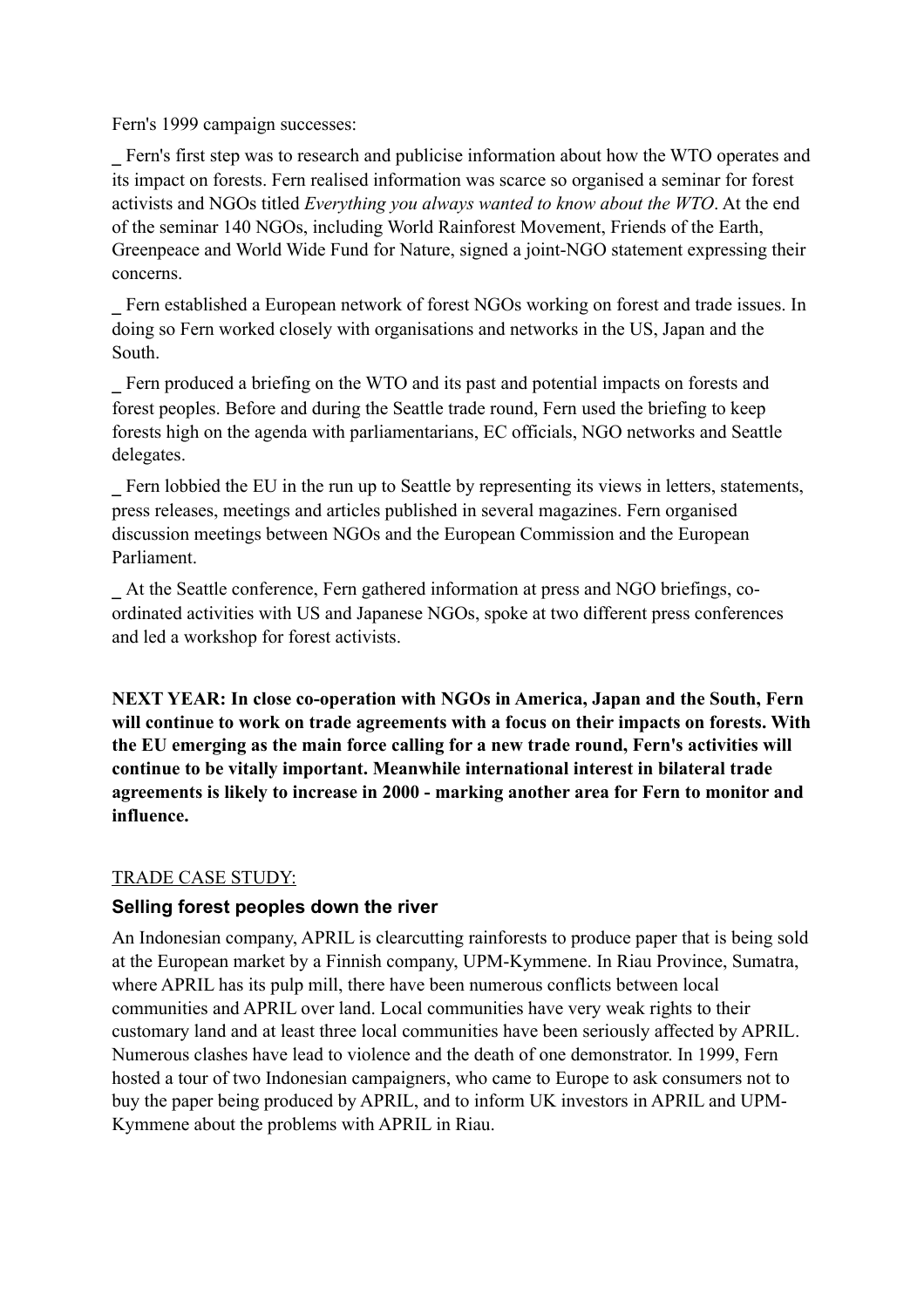Fern's 1999 campaign successes:

_ Fern's first step was to research and publicise information about how the WTO operates and its impact on forests. Fern realised information was scarce so organised a seminar for forest activists and NGOs titled *Everything you always wanted to know about the WTO*. At the end of the seminar 140 NGOs, including World Rainforest Movement, Friends of the Earth, Greenpeace and World Wide Fund for Nature, signed a joint-NGO statement expressing their concerns.

_ Fern established a European network of forest NGOs working on forest and trade issues. In doing so Fern worked closely with organisations and networks in the US, Japan and the South.

_ Fern produced a briefing on the WTO and its past and potential impacts on forests and forest peoples. Before and during the Seattle trade round, Fern used the briefing to keep forests high on the agenda with parliamentarians, EC officials, NGO networks and Seattle delegates.

_ Fern lobbied the EU in the run up to Seattle by representing its views in letters, statements, press releases, meetings and articles published in several magazines. Fern organised discussion meetings between NGOs and the European Commission and the European Parliament.

_ At the Seattle conference, Fern gathered information at press and NGO briefings, co-ordinated activities with US and Japanese NGOs, spoke at two different press conferences and led a workshop for forest activists.

**NEXT YEAR: In close co-operation with NGOs in America, Japan and the South, Fern will continue to work on trade agreements with a focus on their impacts on forests. With the EU emerging as the main force calling for a new trade round, Fern's activities will continue to be vitally important. Meanwhile international interest in bilateral trade agreements is likely to increase in 2000 - marking another area for Fern to monitor and influence.**

TRADE CASE STUDY:

### Selling forest peoples down the river

An Indonesian company, APRIL is clearcutting rainforests to produce paper that is being sold at the European market by a Finnish company, UPM-Kymmene. In Riau Province, Sumatra, where APRIL has its pulp mill, there have been numerous conflicts between local communities and APRIL over land. Local communities have very weak rights to their customary land and at least three local communities have been seriously affected by APRIL. Numerous clashes have lead to violence and the death of one demonstrator. In 1999, Fern hosted a tour of two Indonesian campaigners, who came to Europe to ask consumers not to buy the paper being produced by APRIL, and to inform UK investors in APRIL and UPM-Kymmene about the problems with APRIL in Riau.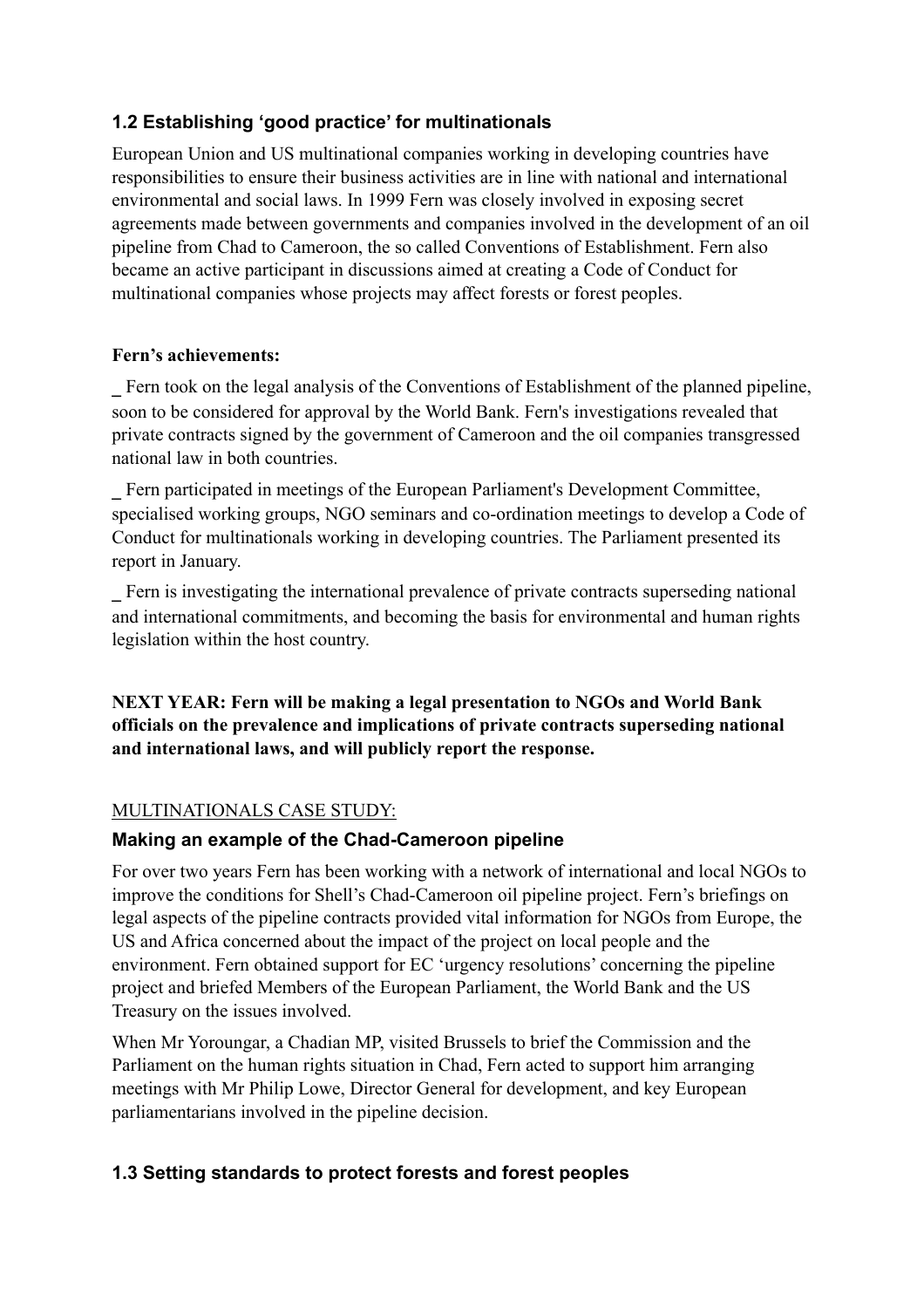### 1.2 Establishing 'good practice' for multinationals

European Union and US multinational companies working in developing countries have responsibilities to ensure their business activities are in line with national and international environmental and social laws. In 1999 Fern was closely involved in exposing secret agreements made between governments and companies involved in the development of an oil pipeline from Chad to Cameroon, the so called Conventions of Establishment. Fern also became an active participant in discussions aimed at creating a Code of Conduct for multinational companies whose projects may affect forests or forest peoples.

**Fern's achievements:**

_ Fern took on the legal analysis of the Conventions of Establishment of the planned pipeline, soon to be considered for approval by the World Bank. Fern's investigations revealed that private contracts signed by the government of Cameroon and the oil companies transgressed national law in both countries.

_ Fern participated in meetings of the European Parliament's Development Committee, specialised working groups, NGO seminars and co-ordination meetings to develop a Code of Conduct for multinationals working in developing countries. The Parliament presented its report in January.

_ Fern is investigating the international prevalence of private contracts superseding national and international commitments, and becoming the basis for environmental and human rights legislation within the host country.

**NEXT YEAR: Fern will be making a legal presentation to NGOs and World Bank officials on the prevalence and implications of private contracts superseding national and international laws, and will publicly report the response.**

MULTINATIONALS CASE STUDY:

#### Making an example of the Chad-Cameroon pipeline

For over two years Fern has been working with a network of international and local NGOs to improve the conditions for Shell's Chad-Cameroon oil pipeline project. Fern's briefings on legal aspects of the pipeline contracts provided vital information for NGOs from Europe, the US and Africa concerned about the impact of the project on local people and the environment. Fern obtained support for EC 'urgency resolutions' concerning the pipeline project and briefed Members of the European Parliament, the World Bank and the US Treasury on the issues involved.

When Mr Yoroungar, a Chadian MP, visited Brussels to brief the Commission and the Parliament on the human rights situation in Chad, Fern acted to support him arranging meetings with Mr Philip Lowe, Director General for development, and key European parliamentarians involved in the pipeline decision.

### 1.3 Setting standards to protect forests and forest peoples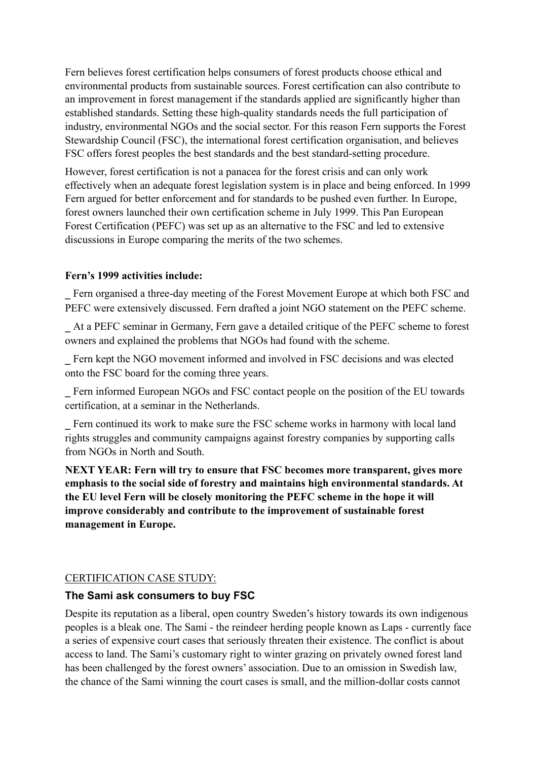Fern believes forest certification helps consumers of forest products choose ethical and environmental products from sustainable sources. Forest certification can also contribute to an improvement in forest management if the standards applied are significantly higher than established standards. Setting these high-quality standards needs the full participation of industry, environmental NGOs and the social sector. For this reason Fern supports the Forest Stewardship Council (FSC), the international forest certification organisation, and believes FSC offers forest peoples the best standards and the best standard-setting procedure.

However, forest certification is not a panacea for the forest crisis and can only work effectively when an adequate forest legislation system is in place and being enforced. In 1999 Fern argued for better enforcement and for standards to be pushed even further. In Europe, forest owners launched their own certification scheme in July 1999. This Pan European Forest Certification (PEFC) was set up as an alternative to the FSC and led to extensive discussions in Europe comparing the merits of the two schemes.

**Fern's 1999 activities include:**

- Fern organised a three-day meeting of the Forest Movement Europe at which both FSC and PEFC were extensively discussed. Fern drafted a joint NGO statement on the PEFC scheme.
- At a PEFC seminar in Germany, Fern gave a detailed critique of the PEFC scheme to forest owners and explained the problems that NGOs had found with the scheme.
- Fern kept the NGO movement informed and involved in FSC decisions and was elected onto the FSC board for the coming three years.
- Fern informed European NGOs and FSC contact people on the position of the EU towards certification, at a seminar in the Netherlands.
- Fern continued its work to make sure the FSC scheme works in harmony with local land rights struggles and community campaigns against forestry companies by supporting calls from NGOs in North and South.

**NEXT YEAR: Fern will try to ensure that FSC becomes more transparent, gives more emphasis to the social side of forestry and maintains high environmental standards. At the EU level Fern will be closely monitoring the PEFC scheme in the hope it will improve considerably and contribute to the improvement of sustainable forest management in Europe.**

<u>CERTIFICATION CASE STUDY:</u>

### The Sami ask consumers to buy FSC

Despite its reputation as a liberal, open country Sweden's history towards its own indigenous peoples is a bleak one. The Sami - the reindeer herding people known as Laps - currently face a series of expensive court cases that seriously threaten their existence. The conflict is about access to land. The Sami's customary right to winter grazing on privately owned forest land has been challenged by the forest owners' association. Due to an omission in Swedish law, the chance of the Sami winning the court cases is small, and the million-dollar costs cannot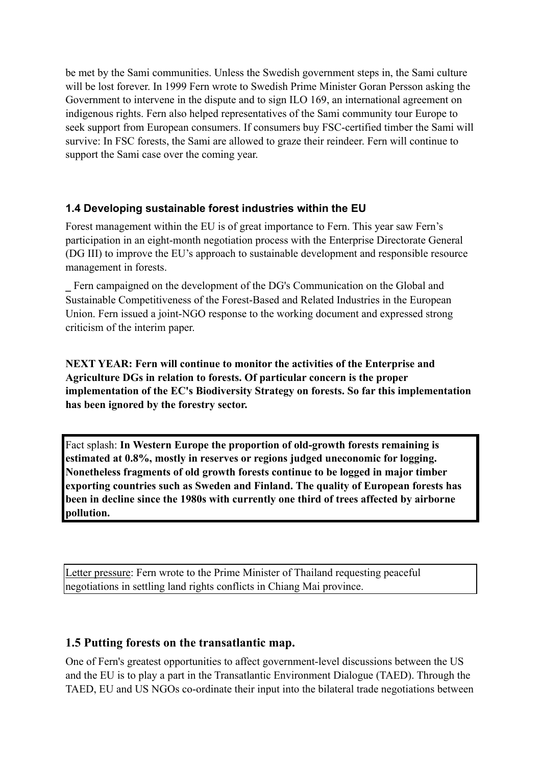be met by the Sami communities. Unless the Swedish government steps in, the Sami culture will be lost forever. In 1999 Fern wrote to Swedish Prime Minister Goran Persson asking the Government to intervene in the dispute and to sign ILO 169, an international agreement on indigenous rights. Fern also helped representatives of the Sami community tour Europe to seek support from European consumers. If consumers buy FSC-certified timber the Sami will survive: In FSC forests, the Sami are allowed to graze their reindeer. Fern will continue to support the Sami case over the coming year.

### 1.4 Developing sustainable forest industries within the EU

Forest management within the EU is of great importance to Fern. This year saw Fern's participation in an eight-month negotiation process with the Enterprise Directorate General (DG III) to improve the EU's approach to sustainable development and responsible resource management in forests.

_ Fern campaigned on the development of the DG's Communication on the Global and Sustainable Competitiveness of the Forest-Based and Related Industries in the European Union. Fern issued a joint-NGO response to the working document and expressed strong criticism of the interim paper.

**NEXT YEAR: Fern will continue to monitor the activities of the Enterprise and Agriculture DGs in relation to forests. Of particular concern is the proper implementation of the EC's Biodiversity Strategy on forests. So far this implementation has been ignored by the forestry sector.**

Fact splash: **In Western Europe the proportion of old-growth forests remaining is estimated at 0.8%, mostly in reserves or regions judged uneconomic for logging. Nonetheless fragments of old growth forests continue to be logged in major timber exporting countries such as Sweden and Finland. The quality of European forests has been in decline since the 1980s with currently one third of trees affected by airborne pollution.**

Letter pressure: Fern wrote to the Prime Minister of Thailand requesting peaceful negotiations in settling land rights conflicts in Chiang Mai province.

## 1.5 Putting forests on the transatlantic map.

One of Fern's greatest opportunities to affect government-level discussions between the US and the EU is to play a part in the Transatlantic Environment Dialogue (TAED). Through the TAED, EU and US NGOs co-ordinate their input into the bilateral trade negotiations between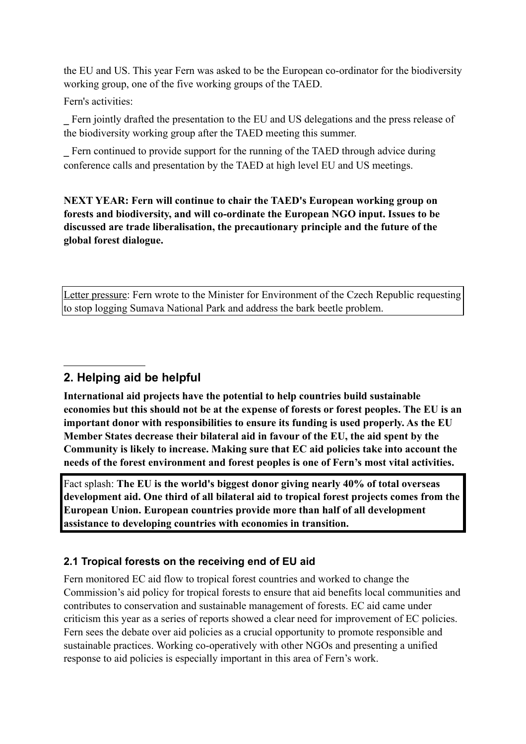the EU and US. This year Fern was asked to be the European co-ordinator for the biodiversity working group, one of the five working groups of the TAED.

Fern's activities:

- Fern jointly drafted the presentation to the EU and US delegations and the press release of the biodiversity working group after the TAED meeting this summer.
- Fern continued to provide support for the running of the TAED through advice during conference calls and presentation by the TAED at high level EU and US meetings.

**NEXT YEAR: Fern will continue to chair the TAED's European working group on forests and biodiversity, and will co-ordinate the European NGO input. Issues to be discussed are trade liberalisation, the precautionary principle and the future of the global forest dialogue.**

Letter pressure: Fern wrote to the Minister for Environment of the Czech Republic requesting to stop logging Sumava National Park and address the bark beetle problem.

## 2. Helping aid be helpful

**International aid projects have the potential to help countries build sustainable economies but this should not be at the expense of forests or forest peoples. The EU is an important donor with responsibilities to ensure its funding is used properly. As the EU Member States decrease their bilateral aid in favour of the EU, the aid spent by the Community is likely to increase. Making sure that EC aid policies take into account the needs of the forest environment and forest peoples is one of Fern's most vital activities.**

Fact splash: **The EU is the world's biggest donor giving nearly 40% of total overseas development aid. One third of all bilateral aid to tropical forest projects comes from the European Union. European countries provide more than half of all development assistance to developing countries with economies in transition.**

### 2.1 Tropical forests on the receiving end of EU aid

Fern monitored EC aid flow to tropical forest countries and worked to change the Commission's aid policy for tropical forests to ensure that aid benefits local communities and contributes to conservation and sustainable management of forests. EC aid came under criticism this year as a series of reports showed a clear need for improvement of EC policies. Fern sees the debate over aid policies as a crucial opportunity to promote responsible and sustainable practices. Working co-operatively with other NGOs and presenting a unified response to aid policies is especially important in this area of Fern's work.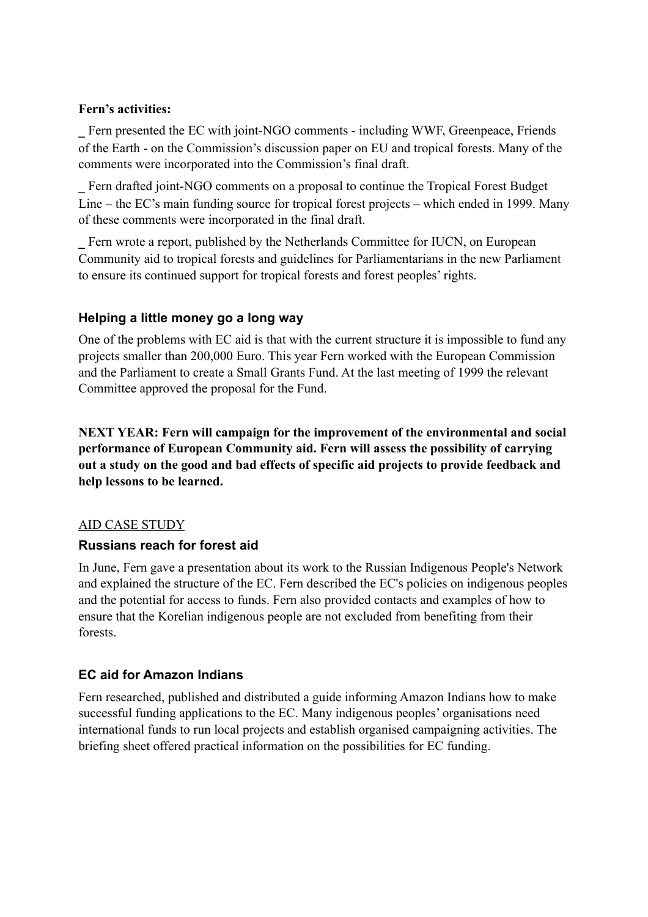**Fern's activities:**

_ Fern presented the EC with joint-NGO comments - including WWF, Greenpeace, Friends of the Earth - on the Commission's discussion paper on EU and tropical forests. Many of the comments were incorporated into the Commission's final draft.

_ Fern drafted joint-NGO comments on a proposal to continue the Tropical Forest Budget Line – the EC's main funding source for tropical forest projects – which ended in 1999. Many of these comments were incorporated in the final draft.

_ Fern wrote a report, published by the Netherlands Committee for IUCN, on European Community aid to tropical forests and guidelines for Parliamentarians in the new Parliament to ensure its continued support for tropical forests and forest peoples' rights.

### Helping a little money go a long way

One of the problems with EC aid is that with the current structure it is impossible to fund any projects smaller than 200,000 Euro. This year Fern worked with the European Commission and the Parliament to create a Small Grants Fund. At the last meeting of 1999 the relevant Committee approved the proposal for the Fund.

**NEXT YEAR: Fern will campaign for the improvement of the environmental and social performance of European Community aid. Fern will assess the possibility of carrying out a study on the good and bad effects of specific aid projects to provide feedback and help lessons to be learned.**

AID CASE STUDY

### Russians reach for forest aid

In June, Fern gave a presentation about its work to the Russian Indigenous People's Network and explained the structure of the EC. Fern described the EC's policies on indigenous peoples and the potential for access to funds. Fern also provided contacts and examples of how to ensure that the Korelian indigenous people are not excluded from benefiting from their forests.

### EC aid for Amazon Indians

Fern researched, published and distributed a guide informing Amazon Indians how to make successful funding applications to the EC. Many indigenous peoples' organisations need international funds to run local projects and establish organised campaigning activities. The briefing sheet offered practical information on the possibilities for EC funding.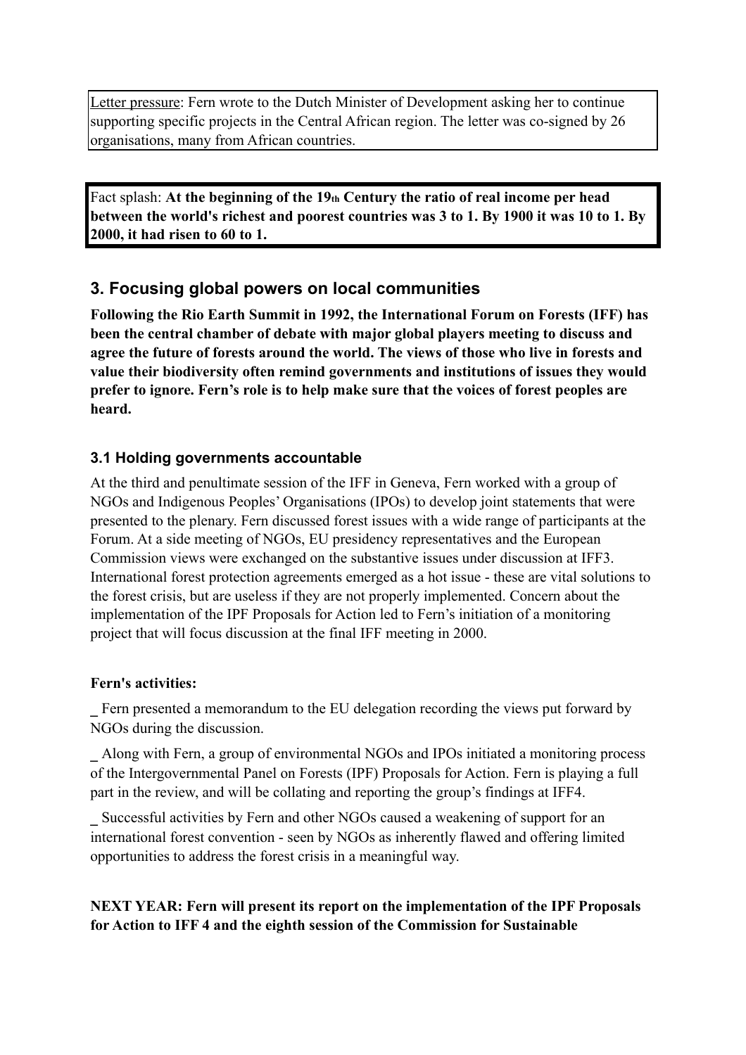Letter pressure: Fern wrote to the Dutch Minister of Development asking her to continue supporting specific projects in the Central African region. The letter was co-signed by 26 organisations, many from African countries.

Fact splash: **At the beginning of the 19th Century the ratio of real income per head between the world's richest and poorest countries was 3 to 1. By 1900 it was 10 to 1. By 2000, it had risen to 60 to 1.**

## 3. Focusing global powers on local communities

**Following the Rio Earth Summit in 1992, the International Forum on Forests (IFF) has been the central chamber of debate with major global players meeting to discuss and agree the future of forests around the world. The views of those who live in forests and value their biodiversity often remind governments and institutions of issues they would prefer to ignore. Fern's role is to help make sure that the voices of forest peoples are heard.**

### 3.1 Holding governments accountable

At the third and penultimate session of the IFF in Geneva, Fern worked with a group of NGOs and Indigenous Peoples' Organisations (IPOs) to develop joint statements that were presented to the plenary. Fern discussed forest issues with a wide range of participants at the Forum. At a side meeting of NGOs, EU presidency representatives and the European Commission views were exchanged on the substantive issues under discussion at IFF3. International forest protection agreements emerged as a hot issue - these are vital solutions to the forest crisis, but are useless if they are not properly implemented. Concern about the implementation of the IPF Proposals for Action led to Fern's initiation of a monitoring project that will focus discussion at the final IFF meeting in 2000.

**Fern's activities:**

- Fern presented a memorandum to the EU delegation recording the views put forward by NGOs during the discussion.
- Along with Fern, a group of environmental NGOs and IPOs initiated a monitoring process of the Intergovernmental Panel on Forests (IPF) Proposals for Action. Fern is playing a full part in the review, and will be collating and reporting the group's findings at IFF4.
- Successful activities by Fern and other NGOs caused a weakening of support for an international forest convention - seen by NGOs as inherently flawed and offering limited opportunities to address the forest crisis in a meaningful way.

**NEXT YEAR: Fern will present its report on the implementation of the IPF Proposals for Action to IFF 4 and the eighth session of the Commission for Sustainable**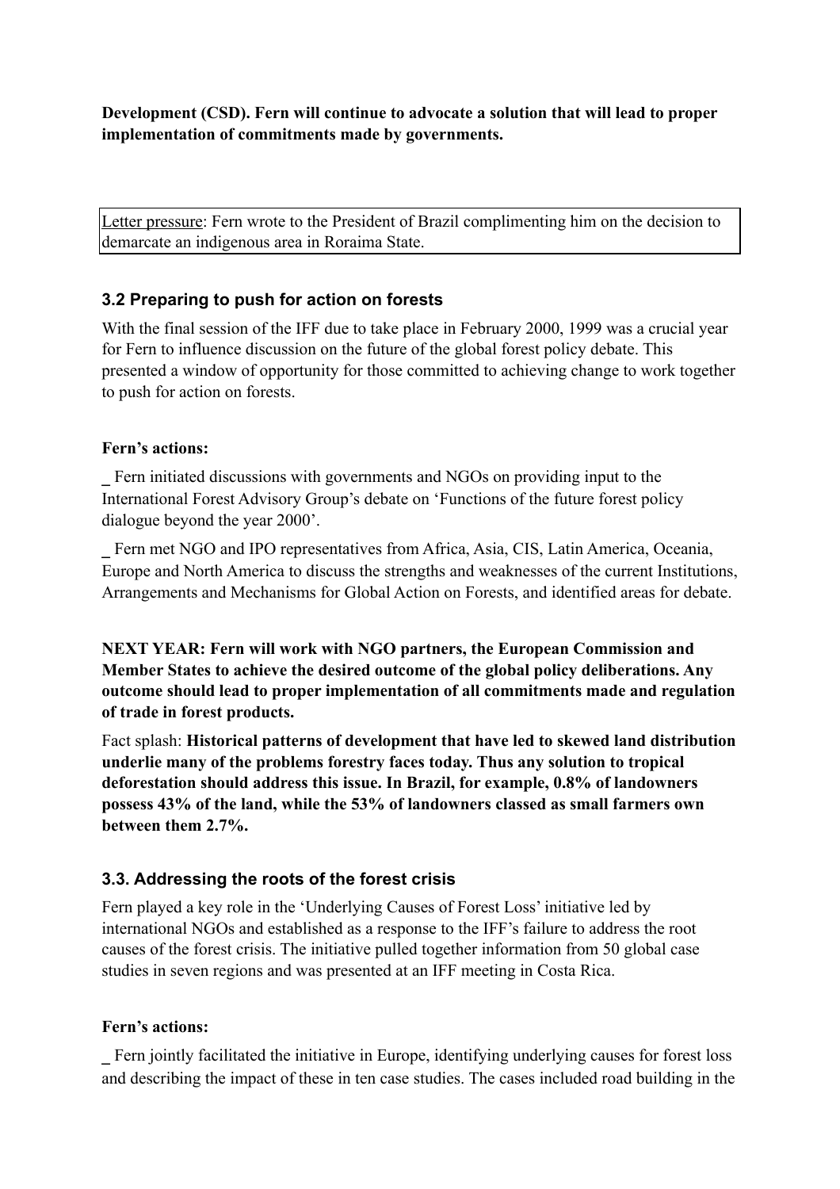**Development (CSD). Fern will continue to advocate a solution that will lead to proper implementation of commitments made by governments.**

<u>Letter pressure</u>: Fern wrote to the President of Brazil complimenting him on the decision to demarcate an indigenous area in Roraima State.

### 3.2 Preparing to push for action on forests

With the final session of the IFF due to take place in February 2000, 1999 was a crucial year for Fern to influence discussion on the future of the global forest policy debate. This presented a window of opportunity for those committed to achieving change to work together to push for action on forests.

**Fern's actions:**

_ Fern initiated discussions with governments and NGOs on providing input to the International Forest Advisory Group's debate on 'Functions of the future forest policy dialogue beyond the year 2000'.

_ Fern met NGO and IPO representatives from Africa, Asia, CIS, Latin America, Oceania, Europe and North America to discuss the strengths and weaknesses of the current Institutions, Arrangements and Mechanisms for Global Action on Forests, and identified areas for debate.

**NEXT YEAR: Fern will work with NGO partners, the European Commission and Member States to achieve the desired outcome of the global policy deliberations. Any outcome should lead to proper implementation of all commitments made and regulation of trade in forest products.**

Fact splash: **Historical patterns of development that have led to skewed land distribution underlie many of the problems forestry faces today. Thus any solution to tropical deforestation should address this issue. In Brazil, for example, 0.8% of landowners possess 43% of the land, while the 53% of landowners classed as small farmers own between them 2.7%.**

### 3.3. Addressing the roots of the forest crisis

Fern played a key role in the 'Underlying Causes of Forest Loss' initiative led by international NGOs and established as a response to the IFF's failure to address the root causes of the forest crisis. The initiative pulled together information from 50 global case studies in seven regions and was presented at an IFF meeting in Costa Rica.

**Fern's actions:**

_ Fern jointly facilitated the initiative in Europe, identifying underlying causes for forest loss and describing the impact of these in ten case studies. The cases included road building in the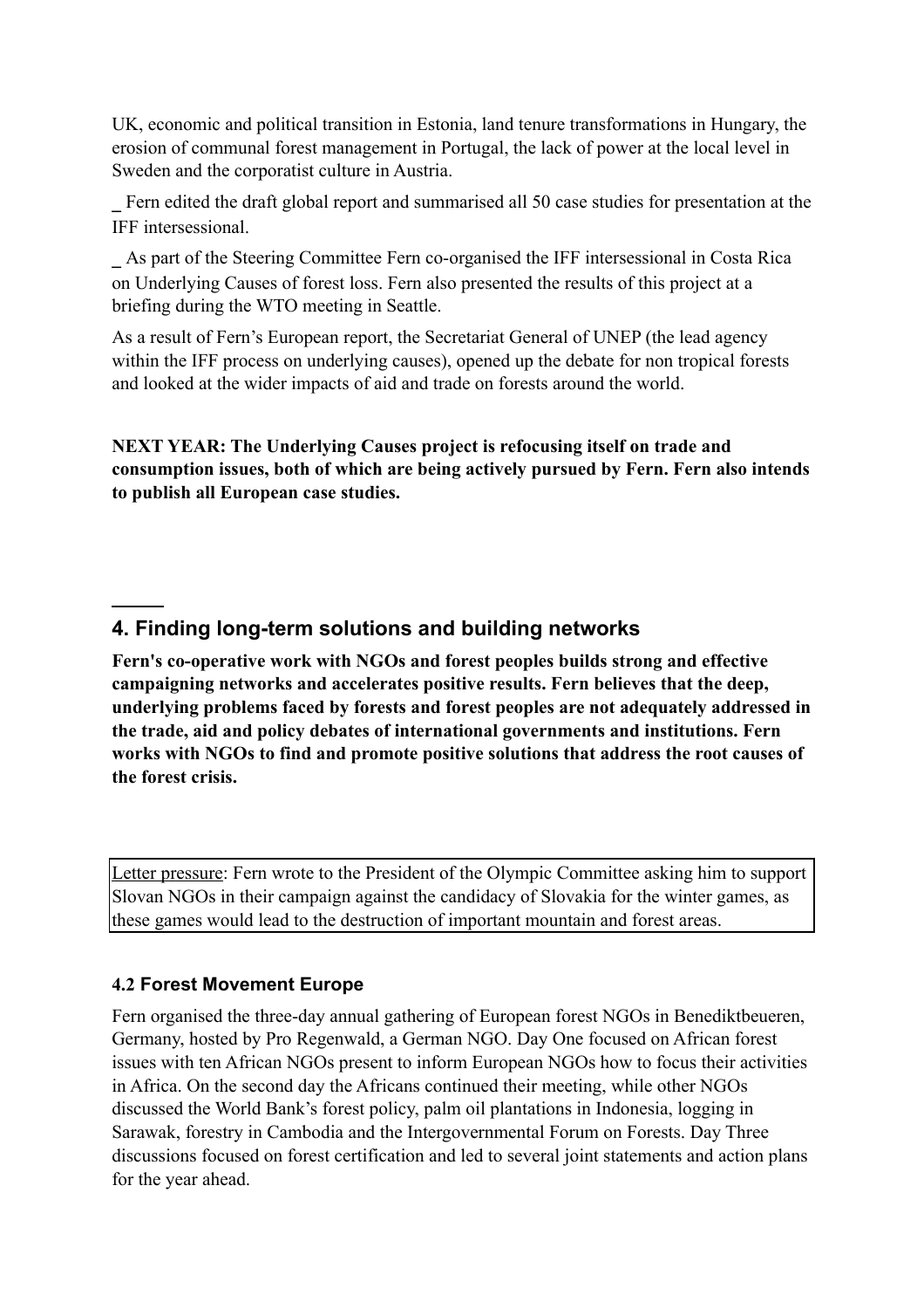UK, economic and political transition in Estonia, land tenure transformations in Hungary, the erosion of communal forest management in Portugal, the lack of power at the local level in Sweden and the corporatist culture in Austria.

_ Fern edited the draft global report and summarised all 50 case studies for presentation at the IFF intersessional.

_ As part of the Steering Committee Fern co-organised the IFF intersessional in Costa Rica on Underlying Causes of forest loss. Fern also presented the results of this project at a briefing during the WTO meeting in Seattle.

As a result of Fern's European report, the Secretariat General of UNEP (the lead agency within the IFF process on underlying causes), opened up the debate for non tropical forests and looked at the wider impacts of aid and trade on forests around the world.

**NEXT YEAR: The Underlying Causes project is refocusing itself on trade and consumption issues, both of which are being actively pursued by Fern. Fern also intends to publish all European case studies.**

## 4. Finding long-term solutions and building networks

**Fern's co-operative work with NGOs and forest peoples builds strong and effective campaigning networks and accelerates positive results. Fern believes that the deep, underlying problems faced by forests and forest peoples are not adequately addressed in the trade, aid and policy debates of international governments and institutions. Fern works with NGOs to find and promote positive solutions that address the root causes of the forest crisis.**

Letter pressure: Fern wrote to the President of the Olympic Committee asking him to support Slovan NGOs in their campaign against the candidacy of Slovakia for the winter games, as these games would lead to the destruction of important mountain and forest areas.

### 4.2 Forest Movement Europe

Fern organised the three-day annual gathering of European forest NGOs in Benediktbeueren, Germany, hosted by Pro Regenwald, a German NGO. Day One focused on African forest issues with ten African NGOs present to inform European NGOs how to focus their activities in Africa. On the second day the Africans continued their meeting, while other NGOs discussed the World Bank's forest policy, palm oil plantations in Indonesia, logging in Sarawak, forestry in Cambodia and the Intergovernmental Forum on Forests. Day Three discussions focused on forest certification and led to several joint statements and action plans for the year ahead.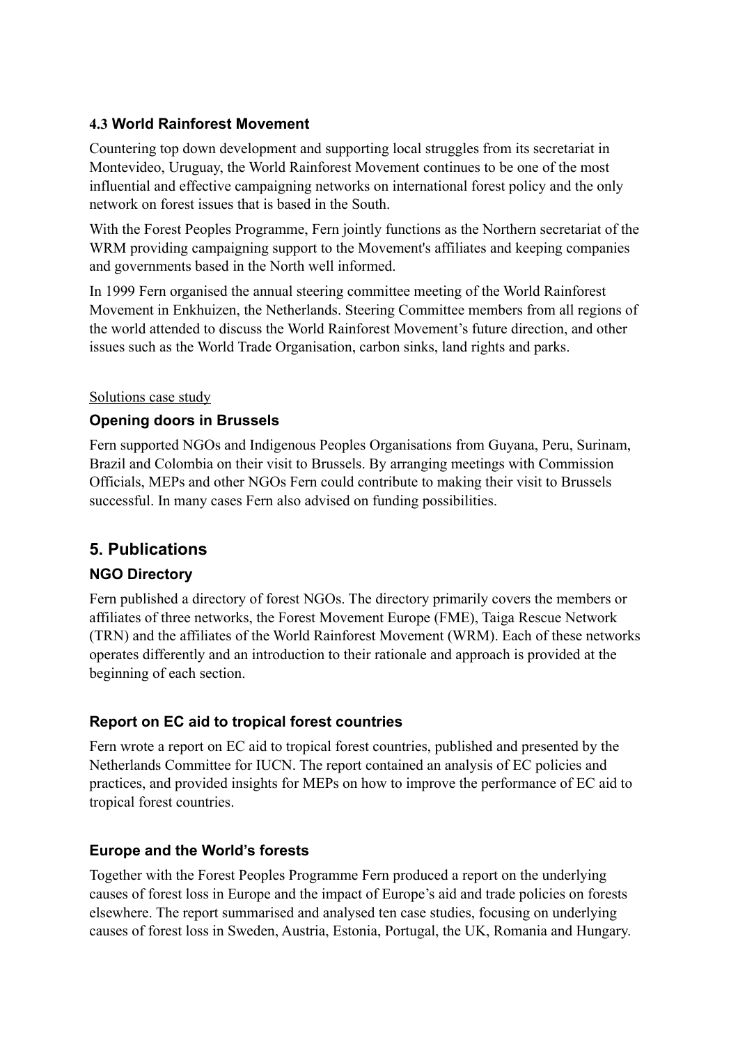### 4.3 World Rainforest Movement

Countering top down development and supporting local struggles from its secretariat in Montevideo, Uruguay, the World Rainforest Movement continues to be one of the most influential and effective campaigning networks on international forest policy and the only network on forest issues that is based in the South.

With the Forest Peoples Programme, Fern jointly functions as the Northern secretariat of the WRM providing campaigning support to the Movement's affiliates and keeping companies and governments based in the North well informed.

In 1999 Fern organised the annual steering committee meeting of the World Rainforest Movement in Enkhuizen, the Netherlands. Steering Committee members from all regions of the world attended to discuss the World Rainforest Movement's future direction, and other issues such as the World Trade Organisation, carbon sinks, land rights and parks.

Solutions case study

### Opening doors in Brussels

Fern supported NGOs and Indigenous Peoples Organisations from Guyana, Peru, Surinam, Brazil and Colombia on their visit to Brussels. By arranging meetings with Commission Officials, MEPs and other NGOs Fern could contribute to making their visit to Brussels successful. In many cases Fern also advised on funding possibilities.

## 5. Publications

### NGO Directory

Fern published a directory of forest NGOs. The directory primarily covers the members or affiliates of three networks, the Forest Movement Europe (FME), Taiga Rescue Network (TRN) and the affiliates of the World Rainforest Movement (WRM). Each of these networks operates differently and an introduction to their rationale and approach is provided at the beginning of each section.

### Report on EC aid to tropical forest countries

Fern wrote a report on EC aid to tropical forest countries, published and presented by the Netherlands Committee for IUCN. The report contained an analysis of EC policies and practices, and provided insights for MEPs on how to improve the performance of EC aid to tropical forest countries.

### Europe and the World's forests

Together with the Forest Peoples Programme Fern produced a report on the underlying causes of forest loss in Europe and the impact of Europe's aid and trade policies on forests elsewhere. The report summarised and analysed ten case studies, focusing on underlying causes of forest loss in Sweden, Austria, Estonia, Portugal, the UK, Romania and Hungary.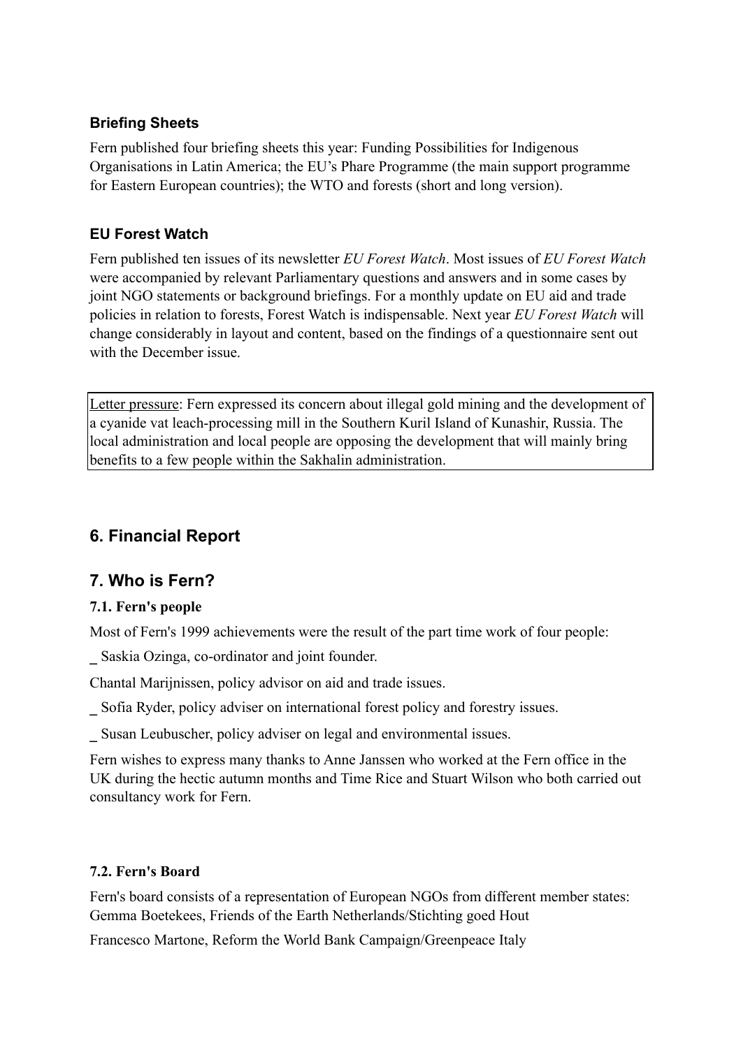### Briefing Sheets

Fern published four briefing sheets this year: Funding Possibilities for Indigenous Organisations in Latin America; the EU's Phare Programme (the main support programme for Eastern European countries); the WTO and forests (short and long version).

### EU Forest Watch

Fern published ten issues of its newsletter *EU Forest Watch*. Most issues of *EU Forest Watch* were accompanied by relevant Parliamentary questions and answers and in some cases by joint NGO statements or background briefings. For a monthly update on EU aid and trade policies in relation to forests, Forest Watch is indispensable. Next year *EU Forest Watch* will change considerably in layout and content, based on the findings of a questionnaire sent out with the December issue.

> Letter pressure: Fern expressed its concern about illegal gold mining and the development of a cyanide vat leach-processing mill in the Southern Kuril Island of Kunashir, Russia. The local administration and local people are opposing the development that will mainly bring benefits to a few people within the Sakhalin administration.

## 6. Financial Report

## 7. Who is Fern?

### 7.1. Fern's people

Most of Fern's 1999 achievements were the result of the part time work of four people:

_ Saskia Ozinga, co-ordinator and joint founder.

Chantal Marijnissen, policy advisor on aid and trade issues.

_ Sofia Ryder, policy adviser on international forest policy and forestry issues.

_ Susan Leubuscher, policy adviser on legal and environmental issues.

Fern wishes to express many thanks to Anne Janssen who worked at the Fern office in the UK during the hectic autumn months and Time Rice and Stuart Wilson who both carried out consultancy work for Fern.

### 7.2. Fern's Board

Fern's board consists of a representation of European NGOs from different member states: Gemma Boetekees, Friends of the Earth Netherlands/Stichting goed Hout

Francesco Martone, Reform the World Bank Campaign/Greenpeace Italy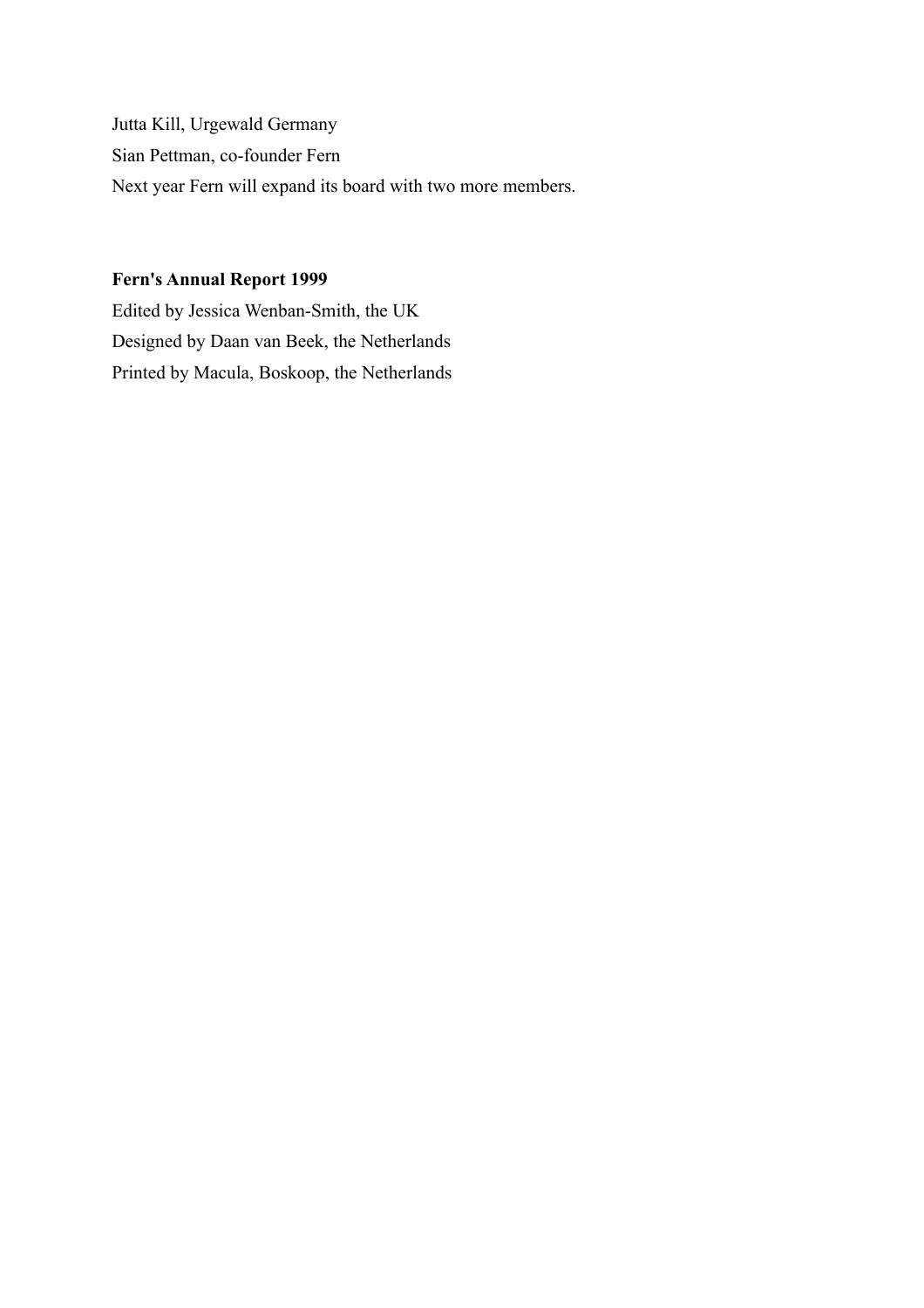Jutta Kill, Urgewald Germany

Sian Pettman, co-founder Fern

Next year Fern will expand its board with two more members.

**Fern's Annual Report 1999**

Edited by Jessica Wenban-Smith, the UK

Designed by Daan van Beek, the Netherlands

Printed by Macula, Boskoop, the Netherlands